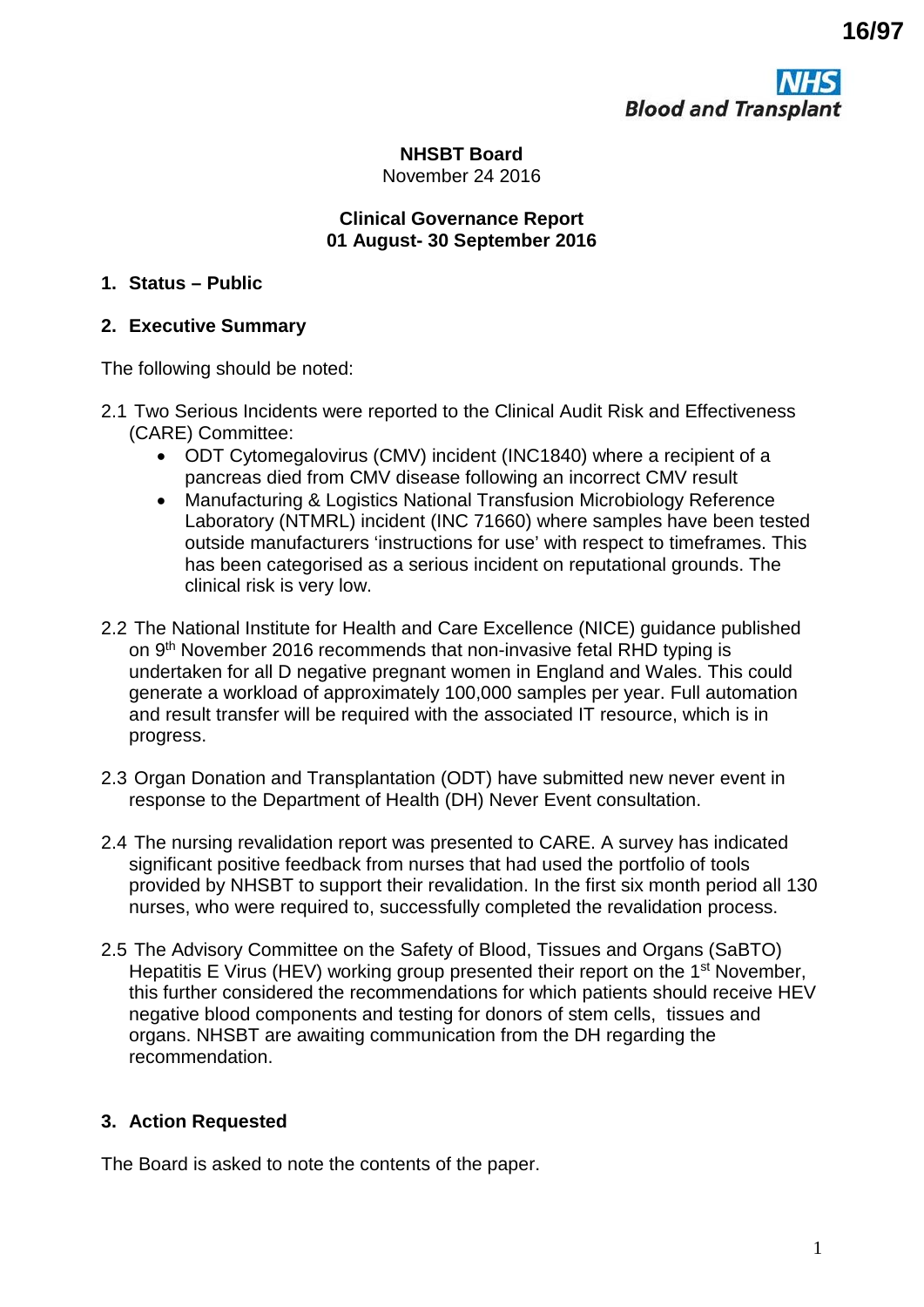**NHSBT Board**
November 24 2016

**Clinical Governance Report**
**01 August- 30 September 2016**

## 1. Status – Public

## 2. Executive Summary

The following should be noted:

2.1 Two Serious Incidents were reported to the Clinical Audit Risk and Effectiveness (CARE) Committee:

- ODT Cytomegalovirus (CMV) incident (INC1840) where a recipient of a pancreas died from CMV disease following an incorrect CMV result
- Manufacturing & Logistics National Transfusion Microbiology Reference Laboratory (NTMRL) incident (INC 71660) where samples have been tested outside manufacturers 'instructions for use' with respect to timeframes. This has been categorised as a serious incident on reputational grounds. The clinical risk is very low.

2.2 The National Institute for Health and Care Excellence (NICE) guidance published on 9th November 2016 recommends that non-invasive fetal RHD typing is undertaken for all D negative pregnant women in England and Wales. This could generate a workload of approximately 100,000 samples per year. Full automation and result transfer will be required with the associated IT resource, which is in progress.

2.3 Organ Donation and Transplantation (ODT) have submitted new never event in response to the Department of Health (DH) Never Event consultation.

2.4 The nursing revalidation report was presented to CARE. A survey has indicated significant positive feedback from nurses that had used the portfolio of tools provided by NHSBT to support their revalidation. In the first six month period all 130 nurses, who were required to, successfully completed the revalidation process.

2.5 The Advisory Committee on the Safety of Blood, Tissues and Organs (SaBTO) Hepatitis E Virus (HEV) working group presented their report on the 1st November, this further considered the recommendations for which patients should receive HEV negative blood components and testing for donors of stem cells, tissues and organs. NHSBT are awaiting communication from the DH regarding the recommendation.

## 3. Action Requested

The Board is asked to note the contents of the paper.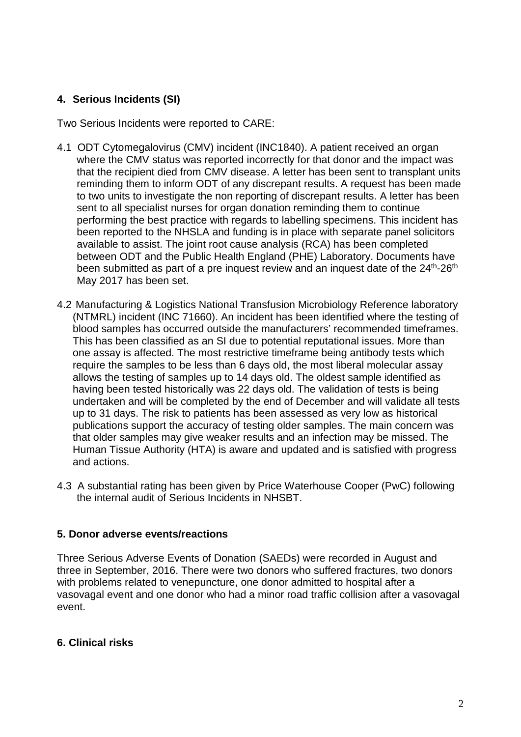## 4. Serious Incidents (SI)

Two Serious Incidents were reported to CARE:

4.1 ODT Cytomegalovirus (CMV) incident (INC1840). A patient received an organ where the CMV status was reported incorrectly for that donor and the impact was that the recipient died from CMV disease. A letter has been sent to transplant units reminding them to inform ODT of any discrepant results. A request has been made to two units to investigate the non reporting of discrepant results. A letter has been sent to all specialist nurses for organ donation reminding them to continue performing the best practice with regards to labelling specimens. This incident has been reported to the NHSLA and funding is in place with separate panel solicitors available to assist. The joint root cause analysis (RCA) has been completed between ODT and the Public Health England (PHE) Laboratory. Documents have been submitted as part of a pre inquest review and an inquest date of the 24th-26th May 2017 has been set.

4.2 Manufacturing & Logistics National Transfusion Microbiology Reference laboratory (NTMRL) incident (INC 71660). An incident has been identified where the testing of blood samples has occurred outside the manufacturers' recommended timeframes. This has been classified as an SI due to potential reputational issues. More than one assay is affected. The most restrictive timeframe being antibody tests which require the samples to be less than 6 days old, the most liberal molecular assay allows the testing of samples up to 14 days old. The oldest sample identified as having been tested historically was 22 days old. The validation of tests is being undertaken and will be completed by the end of December and will validate all tests up to 31 days. The risk to patients has been assessed as very low as historical publications support the accuracy of testing older samples. The main concern was that older samples may give weaker results and an infection may be missed. The Human Tissue Authority (HTA) is aware and updated and is satisfied with progress and actions.

4.3 A substantial rating has been given by Price Waterhouse Cooper (PwC) following the internal audit of Serious Incidents in NHSBT.

## 5. Donor adverse events/reactions

Three Serious Adverse Events of Donation (SAEDs) were recorded in August and three in September, 2016. There were two donors who suffered fractures, two donors with problems related to venepuncture, one donor admitted to hospital after a vasovagal event and one donor who had a minor road traffic collision after a vasovagal event.

## 6. Clinical risks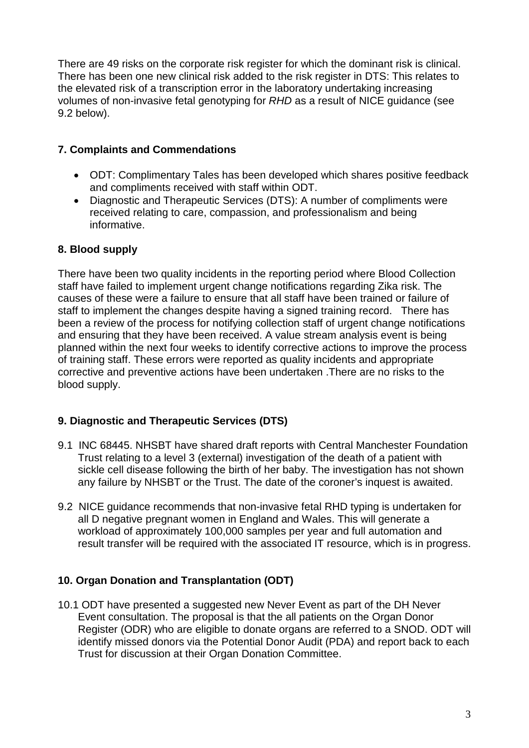There are 49 risks on the corporate risk register for which the dominant risk is clinical. There has been one new clinical risk added to the risk register in DTS: This relates to the elevated risk of a transcription error in the laboratory undertaking increasing volumes of non-invasive fetal genotyping for *RHD* as a result of NICE guidance (see 9.2 below).

## 7. Complaints and Commendations

- ODT: Complimentary Tales has been developed which shares positive feedback and compliments received with staff within ODT.
- Diagnostic and Therapeutic Services (DTS): A number of compliments were received relating to care, compassion, and professionalism and being informative.

## 8. Blood supply

There have been two quality incidents in the reporting period where Blood Collection staff have failed to implement urgent change notifications regarding Zika risk. The causes of these were a failure to ensure that all staff have been trained or failure of staff to implement the changes despite having a signed training record. There has been a review of the process for notifying collection staff of urgent change notifications and ensuring that they have been received. A value stream analysis event is being planned within the next four weeks to identify corrective actions to improve the process of training staff. These errors were reported as quality incidents and appropriate corrective and preventive actions have been undertaken .There are no risks to the blood supply.

## 9. Diagnostic and Therapeutic Services (DTS)

9.1 INC 68445. NHSBT have shared draft reports with Central Manchester Foundation Trust relating to a level 3 (external) investigation of the death of a patient with sickle cell disease following the birth of her baby. The investigation has not shown any failure by NHSBT or the Trust. The date of the coroner's inquest is awaited.

9.2 NICE guidance recommends that non-invasive fetal RHD typing is undertaken for all D negative pregnant women in England and Wales. This will generate a workload of approximately 100,000 samples per year and full automation and result transfer will be required with the associated IT resource, which is in progress.

## 10. Organ Donation and Transplantation (ODT)

10.1 ODT have presented a suggested new Never Event as part of the DH Never Event consultation. The proposal is that the all patients on the Organ Donor Register (ODR) who are eligible to donate organs are referred to a SNOD. ODT will identify missed donors via the Potential Donor Audit (PDA) and report back to each Trust for discussion at their Organ Donation Committee.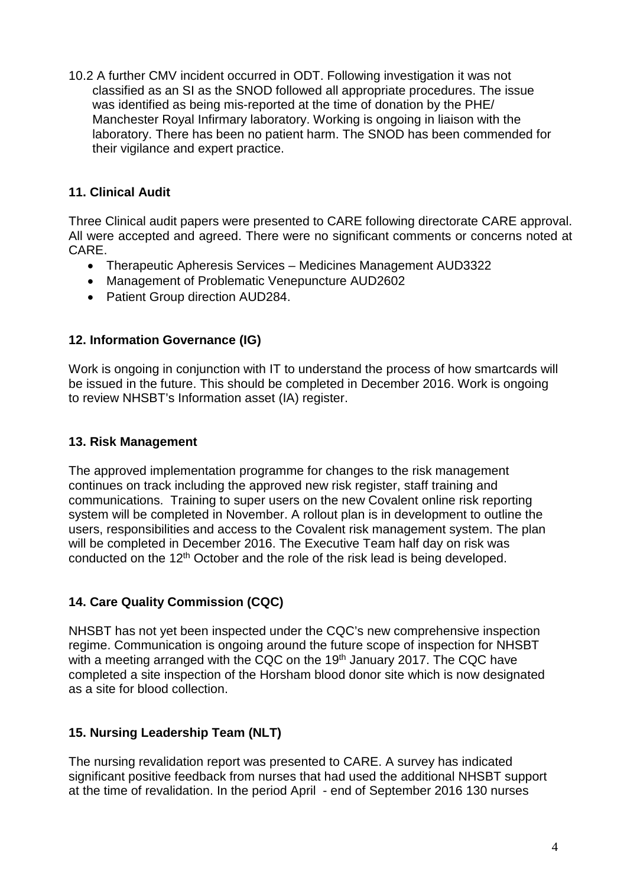10.2 A further CMV incident occurred in ODT. Following investigation it was not classified as an SI as the SNOD followed all appropriate procedures. The issue was identified as being mis-reported at the time of donation by the PHE/ Manchester Royal Infirmary laboratory. Working is ongoing in liaison with the laboratory. There has been no patient harm. The SNOD has been commended for their vigilance and expert practice.

## 11. Clinical Audit

Three Clinical audit papers were presented to CARE following directorate CARE approval. All were accepted and agreed. There were no significant comments or concerns noted at CARE.

- Therapeutic Apheresis Services – Medicines Management AUD3322
- Management of Problematic Venepuncture AUD2602
- Patient Group direction AUD284.

## 12. Information Governance (IG)

Work is ongoing in conjunction with IT to understand the process of how smartcards will be issued in the future. This should be completed in December 2016. Work is ongoing to review NHSBT's Information asset (IA) register.

## 13. Risk Management

The approved implementation programme for changes to the risk management continues on track including the approved new risk register, staff training and communications. Training to super users on the new Covalent online risk reporting system will be completed in November. A rollout plan is in development to outline the users, responsibilities and access to the Covalent risk management system. The plan will be completed in December 2016. The Executive Team half day on risk was conducted on the 12th October and the role of the risk lead is being developed.

## 14. Care Quality Commission (CQC)

NHSBT has not yet been inspected under the CQC's new comprehensive inspection regime. Communication is ongoing around the future scope of inspection for NHSBT with a meeting arranged with the CQC on the 19th January 2017. The CQC have completed a site inspection of the Horsham blood donor site which is now designated as a site for blood collection.

## 15. Nursing Leadership Team (NLT)

The nursing revalidation report was presented to CARE. A survey has indicated significant positive feedback from nurses that had used the additional NHSBT support at the time of revalidation. In the period April - end of September 2016 130 nurses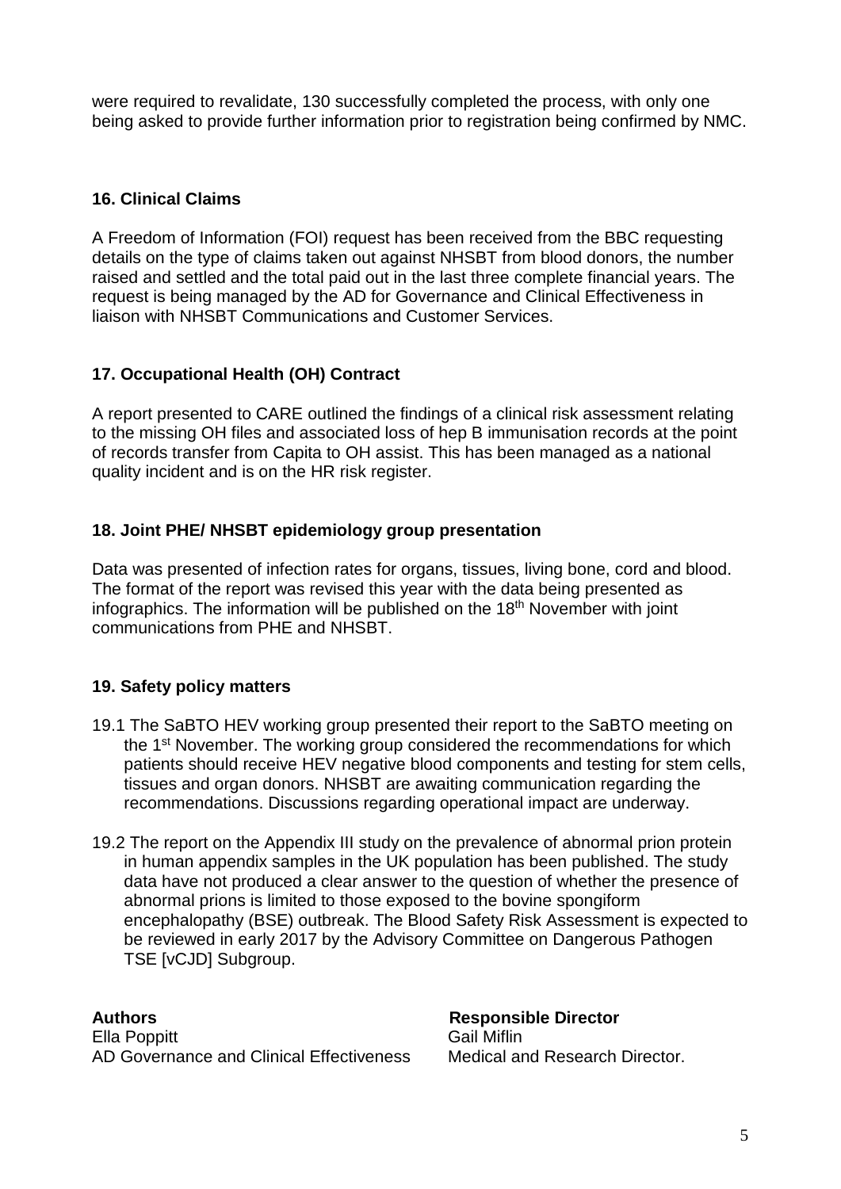were required to revalidate, 130 successfully completed the process, with only one being asked to provide further information prior to registration being confirmed by NMC.

### 16. Clinical Claims

A Freedom of Information (FOI) request has been received from the BBC requesting details on the type of claims taken out against NHSBT from blood donors, the number raised and settled and the total paid out in the last three complete financial years. The request is being managed by the AD for Governance and Clinical Effectiveness in liaison with NHSBT Communications and Customer Services.

### 17. Occupational Health (OH) Contract

A report presented to CARE outlined the findings of a clinical risk assessment relating to the missing OH files and associated loss of hep B immunisation records at the point of records transfer from Capita to OH assist. This has been managed as a national quality incident and is on the HR risk register.

### 18. Joint PHE/ NHSBT epidemiology group presentation

Data was presented of infection rates for organs, tissues, living bone, cord and blood. The format of the report was revised this year with the data being presented as infographics. The information will be published on the 18th November with joint communications from PHE and NHSBT.

### 19. Safety policy matters

19.1 The SaBTO HEV working group presented their report to the SaBTO meeting on the 1st November. The working group considered the recommendations for which patients should receive HEV negative blood components and testing for stem cells, tissues and organ donors. NHSBT are awaiting communication regarding the recommendations. Discussions regarding operational impact are underway.

19.2 The report on the Appendix III study on the prevalence of abnormal prion protein in human appendix samples in the UK population has been published. The study data have not produced a clear answer to the question of whether the presence of abnormal prions is limited to those exposed to the bovine spongiform encephalopathy (BSE) outbreak. The Blood Safety Risk Assessment is expected to be reviewed in early 2017 by the Advisory Committee on Dangerous Pathogen TSE [vCJD] Subgroup.

**Authors**
Ella Poppitt
AD Governance and Clinical Effectiveness

**Responsible Director**
Gail Miflin
Medical and Research Director.